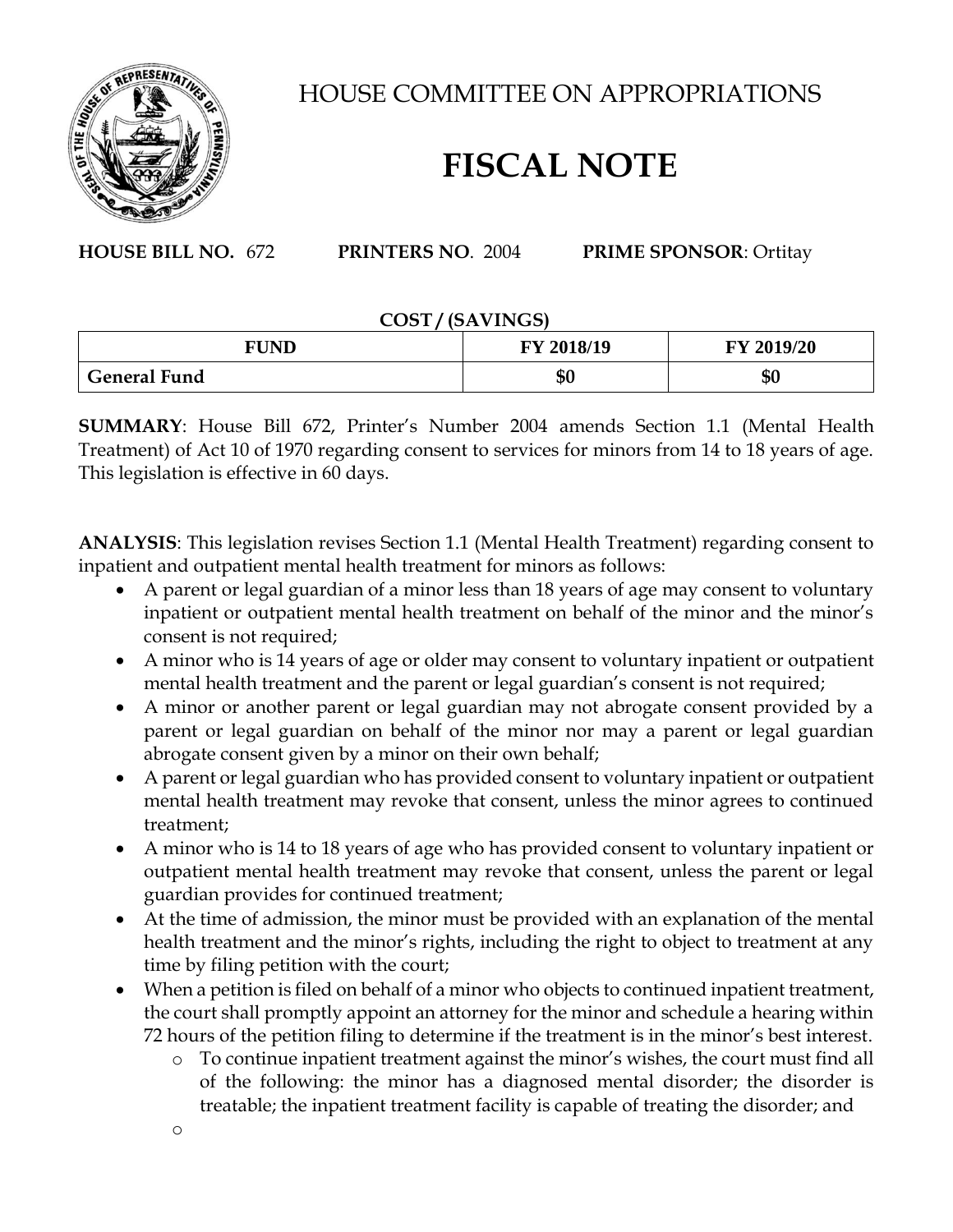# HOUSE COMMITTEE ON APPROPRIATIONS

# FISCAL NOTE

**HOUSE BILL NO.** 672 **PRINTERS NO**. 2004 **PRIME SPONSOR**: Ortitay

**COST / (SAVINGS)**

| FUND | FY 2018/19 | FY 2019/20 |
|---|---|---|
| **General Fund** | **$0** | **$0** |

**SUMMARY**: House Bill 672, Printer's Number 2004 amends Section 1.1 (Mental Health Treatment) of Act 10 of 1970 regarding consent to services for minors from 14 to 18 years of age. This legislation is effective in 60 days.

**ANALYSIS**: This legislation revises Section 1.1 (Mental Health Treatment) regarding consent to inpatient and outpatient mental health treatment for minors as follows:

- A parent or legal guardian of a minor less than 18 years of age may consent to voluntary inpatient or outpatient mental health treatment on behalf of the minor and the minor's consent is not required;
- A minor who is 14 years of age or older may consent to voluntary inpatient or outpatient mental health treatment and the parent or legal guardian's consent is not required;
- A minor or another parent or legal guardian may not abrogate consent provided by a parent or legal guardian on behalf of the minor nor may a parent or legal guardian abrogate consent given by a minor on their own behalf;
- A parent or legal guardian who has provided consent to voluntary inpatient or outpatient mental health treatment may revoke that consent, unless the minor agrees to continued treatment;
- A minor who is 14 to 18 years of age who has provided consent to voluntary inpatient or outpatient mental health treatment may revoke that consent, unless the parent or legal guardian provides for continued treatment;
- At the time of admission, the minor must be provided with an explanation of the mental health treatment and the minor's rights, including the right to object to treatment at any time by filing petition with the court;
- When a petition is filed on behalf of a minor who objects to continued inpatient treatment, the court shall promptly appoint an attorney for the minor and schedule a hearing within 72 hours of the petition filing to determine if the treatment is in the minor's best interest.
    - To continue inpatient treatment against the minor's wishes, the court must find all of the following: the minor has a diagnosed mental disorder; the disorder is treatable; the inpatient treatment facility is capable of treating the disorder; and
    -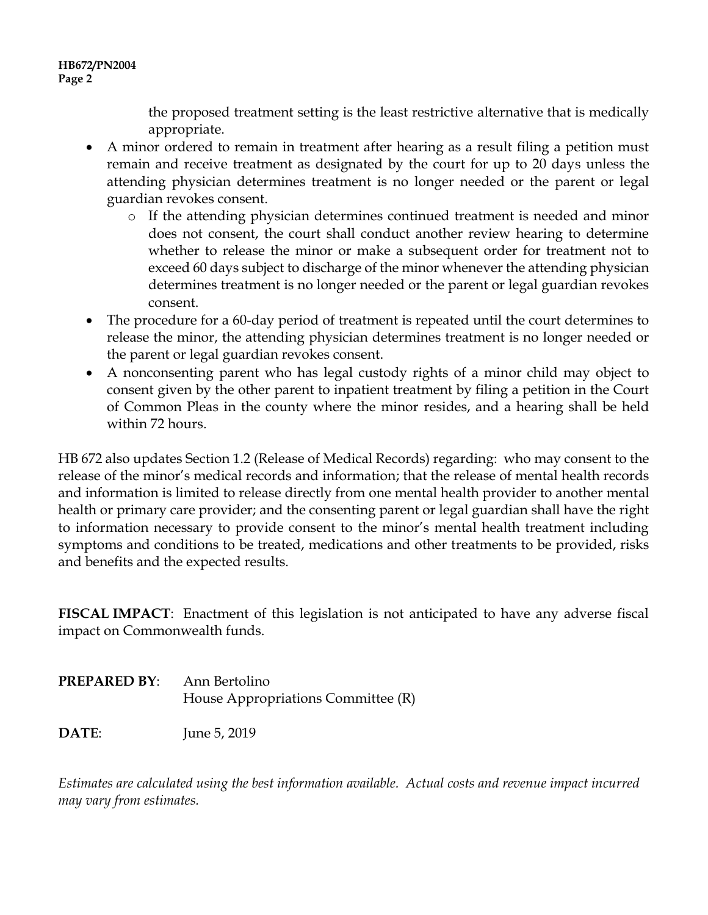the proposed treatment setting is the least restrictive alternative that is medically appropriate.

- A minor ordered to remain in treatment after hearing as a result filing a petition must remain and receive treatment as designated by the court for up to 20 days unless the attending physician determines treatment is no longer needed or the parent or legal guardian revokes consent.
    - If the attending physician determines continued treatment is needed and minor does not consent, the court shall conduct another review hearing to determine whether to release the minor or make a subsequent order for treatment not to exceed 60 days subject to discharge of the minor whenever the attending physician determines treatment is no longer needed or the parent or legal guardian revokes consent.
- The procedure for a 60-day period of treatment is repeated until the court determines to release the minor, the attending physician determines treatment is no longer needed or the parent or legal guardian revokes consent.
- A nonconsenting parent who has legal custody rights of a minor child may object to consent given by the other parent to inpatient treatment by filing a petition in the Court of Common Pleas in the county where the minor resides, and a hearing shall be held within 72 hours.

HB 672 also updates Section 1.2 (Release of Medical Records) regarding: who may consent to the release of the minor's medical records and information; that the release of mental health records and information is limited to release directly from one mental health provider to another mental health or primary care provider; and the consenting parent or legal guardian shall have the right to information necessary to provide consent to the minor's mental health treatment including symptoms and conditions to be treated, medications and other treatments to be provided, risks and benefits and the expected results.

**FISCAL IMPACT**: Enactment of this legislation is not anticipated to have any adverse fiscal impact on Commonwealth funds.

**PREPARED BY**: Ann Bertolino
House Appropriations Committee (R)

**DATE**: June 5, 2019

*Estimates are calculated using the best information available. Actual costs and revenue impact incurred may vary from estimates.*